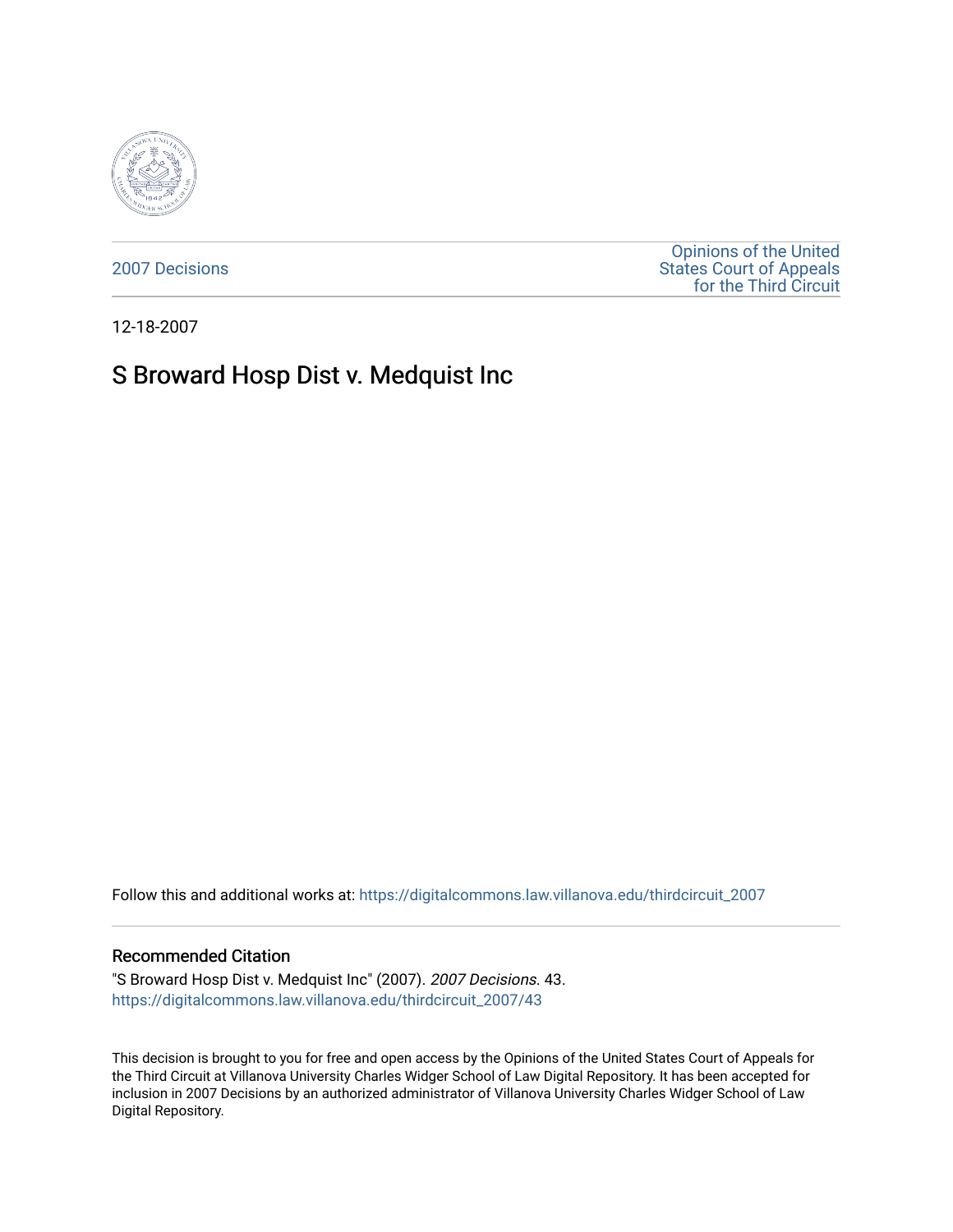2007 Decisions

Opinions of the United States Court of Appeals for the Third Circuit

12-18-2007

# S Broward Hosp Dist v. Medquist Inc

Follow this and additional works at: https://digitalcommons.law.villanova.edu/thirdcircuit_2007

## Recommended Citation

"S Broward Hosp Dist v. Medquist Inc" (2007). *2007 Decisions*. 43.
https://digitalcommons.law.villanova.edu/thirdcircuit_2007/43

This decision is brought to you for free and open access by the Opinions of the United States Court of Appeals for the Third Circuit at Villanova University Charles Widger School of Law Digital Repository. It has been accepted for inclusion in 2007 Decisions by an authorized administrator of Villanova University Charles Widger School of Law Digital Repository.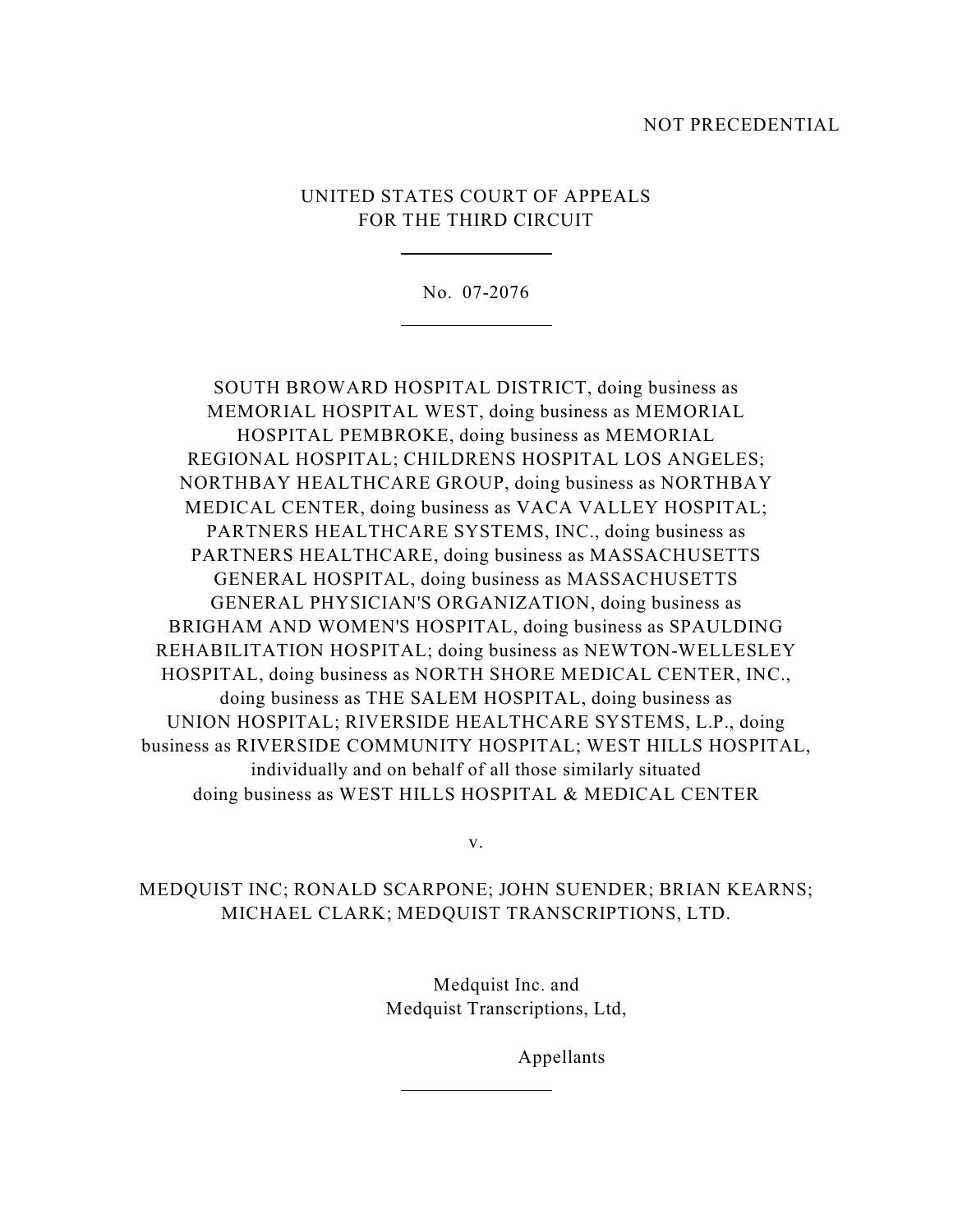NOT PRECEDENTIAL

UNITED STATES COURT OF APPEALS
FOR THE THIRD CIRCUIT

---

No. 07-2076

---

SOUTH BROWARD HOSPITAL DISTRICT, doing business as MEMORIAL HOSPITAL WEST, doing business as MEMORIAL HOSPITAL PEMBROKE, doing business as MEMORIAL REGIONAL HOSPITAL; CHILDRENS HOSPITAL LOS ANGELES; NORTHBAY HEALTHCARE GROUP, doing business as NORTHBAY MEDICAL CENTER, doing business as VACA VALLEY HOSPITAL; PARTNERS HEALTHCARE SYSTEMS, INC., doing business as PARTNERS HEALTHCARE, doing business as MASSACHUSETTS GENERAL HOSPITAL, doing business as MASSACHUSETTS GENERAL PHYSICIAN'S ORGANIZATION, doing business as BRIGHAM AND WOMEN'S HOSPITAL, doing business as SPAULDING REHABILITATION HOSPITAL; doing business as NEWTON-WELLESLEY HOSPITAL, doing business as NORTH SHORE MEDICAL CENTER, INC., doing business as THE SALEM HOSPITAL, doing business as UNION HOSPITAL; RIVERSIDE HEALTHCARE SYSTEMS, L.P., doing business as RIVERSIDE COMMUNITY HOSPITAL; WEST HILLS HOSPITAL, individually and on behalf of all those similarly situated doing business as WEST HILLS HOSPITAL & MEDICAL CENTER

v.

MEDQUIST INC; RONALD SCARPONE; JOHN SUENDER; BRIAN KEARNS; MICHAEL CLARK; MEDQUIST TRANSCRIPTIONS, LTD.

Medquist Inc. and
Medquist Transcriptions, Ltd,

Appellants

---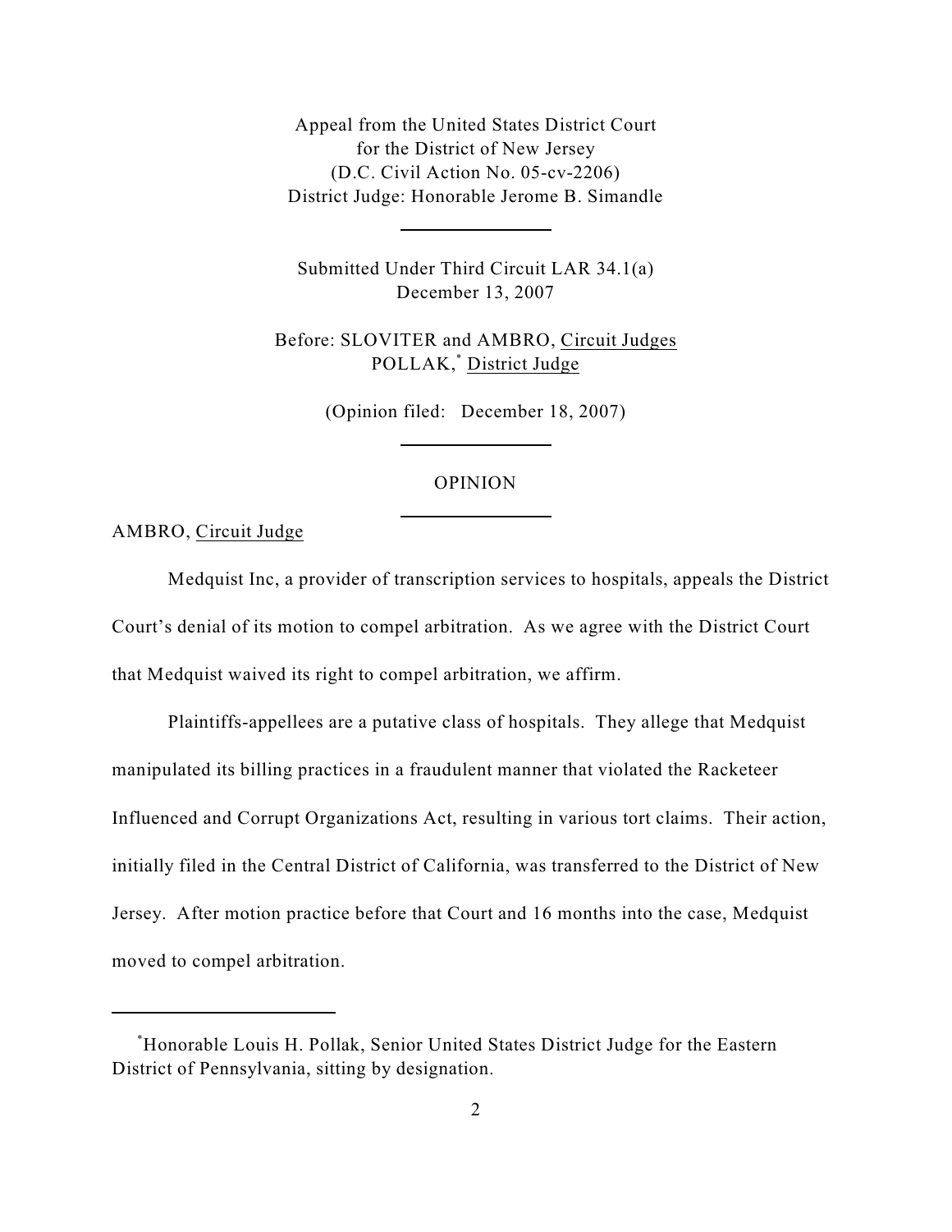Appeal from the United States District Court
for the District of New Jersey
(D.C. Civil Action No. 05-cv-2206)
District Judge: Honorable Jerome B. Simandle

---

Submitted Under Third Circuit LAR 34.1(a)
December 13, 2007

Before: SLOVITER and AMBRO, Circuit Judges
POLLAK,[*] District Judge

(Opinion filed: December 18, 2007)

---

OPINION

---

AMBRO, Circuit Judge

Medquist Inc, a provider of transcription services to hospitals, appeals the District Court's denial of its motion to compel arbitration. As we agree with the District Court that Medquist waived its right to compel arbitration, we affirm.

Plaintiffs-appellees are a putative class of hospitals. They allege that Medquist manipulated its billing practices in a fraudulent manner that violated the Racketeer Influenced and Corrupt Organizations Act, resulting in various tort claims. Their action, initially filed in the Central District of California, was transferred to the District of New Jersey. After motion practice before that Court and 16 months into the case, Medquist moved to compel arbitration.

---

[*] Honorable Louis H. Pollak, Senior United States District Judge for the Eastern District of Pennsylvania, sitting by designation.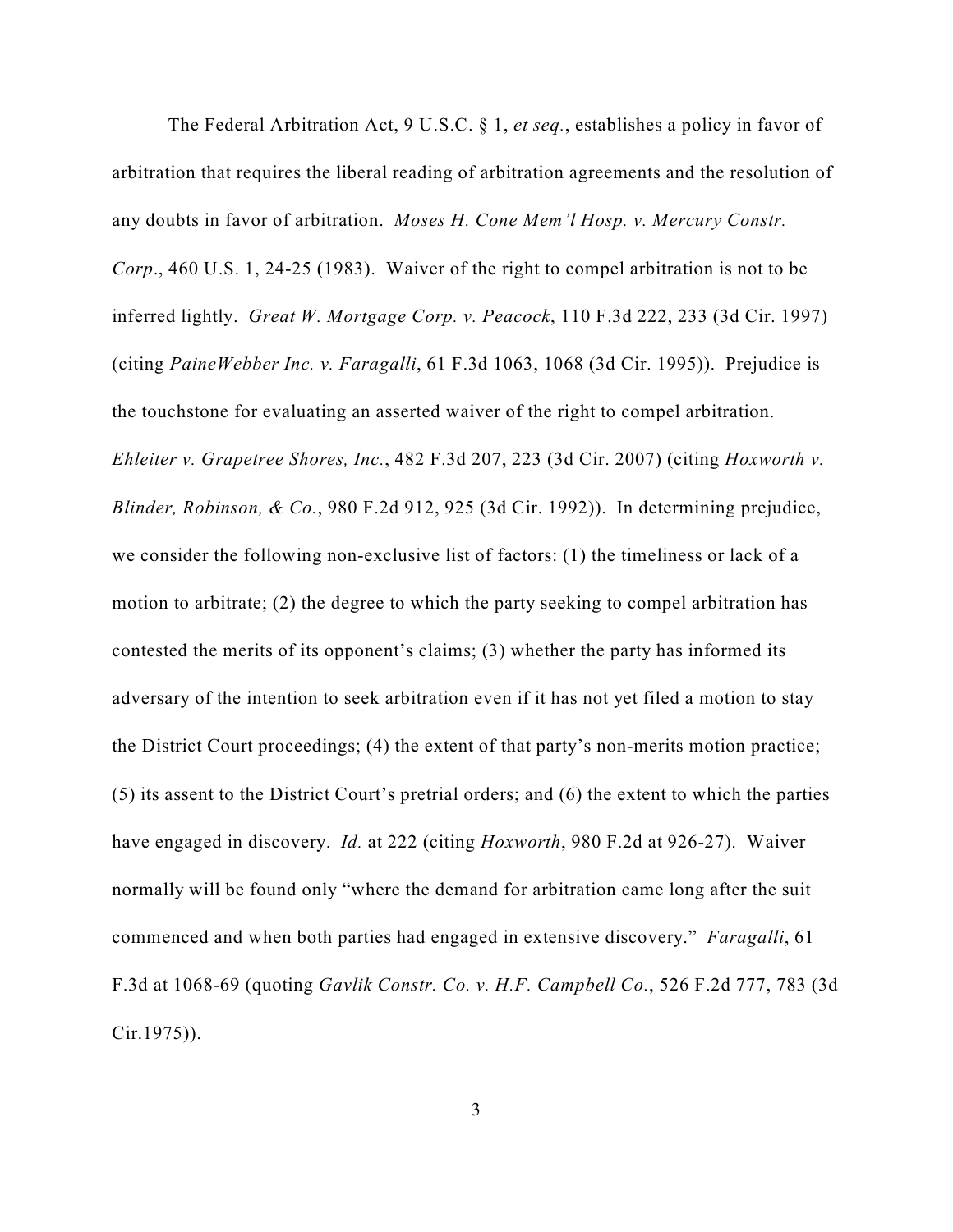The Federal Arbitration Act, 9 U.S.C. § 1, *et seq.*, establishes a policy in favor of arbitration that requires the liberal reading of arbitration agreements and the resolution of any doubts in favor of arbitration. *Moses H. Cone Mem'l Hosp. v. Mercury Constr. Corp.*, 460 U.S. 1, 24-25 (1983). Waiver of the right to compel arbitration is not to be inferred lightly. *Great W. Mortgage Corp. v. Peacock*, 110 F.3d 222, 233 (3d Cir. 1997) (citing *PaineWebber Inc. v. Faragalli*, 61 F.3d 1063, 1068 (3d Cir. 1995)). Prejudice is the touchstone for evaluating an asserted waiver of the right to compel arbitration. *Ehleiter v. Grapetree Shores, Inc.*, 482 F.3d 207, 223 (3d Cir. 2007) (citing *Hoxworth v. Blinder, Robinson, & Co.*, 980 F.2d 912, 925 (3d Cir. 1992)). In determining prejudice, we consider the following non-exclusive list of factors: (1) the timeliness or lack of a motion to arbitrate; (2) the degree to which the party seeking to compel arbitration has contested the merits of its opponent's claims; (3) whether the party has informed its adversary of the intention to seek arbitration even if it has not yet filed a motion to stay the District Court proceedings; (4) the extent of that party's non-merits motion practice; (5) its assent to the District Court's pretrial orders; and (6) the extent to which the parties have engaged in discovery. *Id.* at 222 (citing *Hoxworth*, 980 F.2d at 926-27). Waiver normally will be found only "where the demand for arbitration came long after the suit commenced and when both parties had engaged in extensive discovery." *Faragalli*, 61 F.3d at 1068-69 (quoting *Gavlik Constr. Co. v. H.F. Campbell Co.*, 526 F.2d 777, 783 (3d Cir.1975)).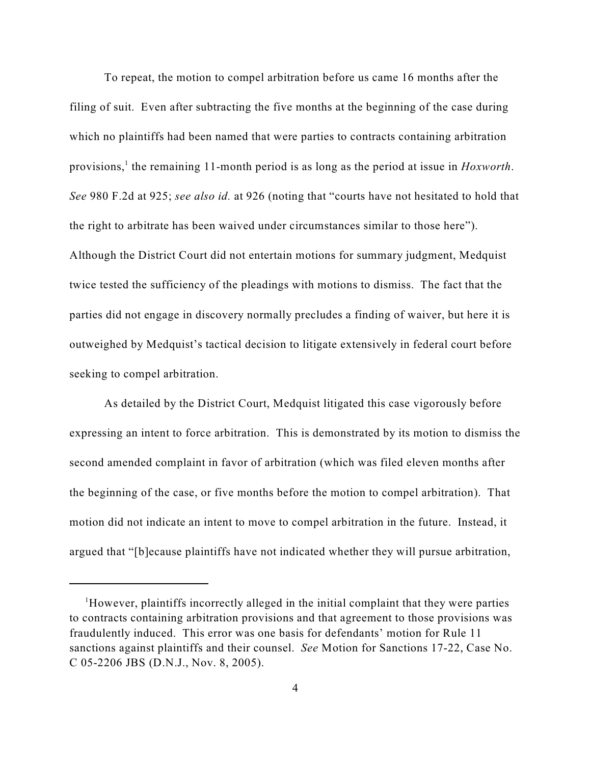To repeat, the motion to compel arbitration before us came 16 months after the filing of suit. Even after subtracting the five months at the beginning of the case during which no plaintiffs had been named that were parties to contracts containing arbitration provisions,[1] the remaining 11-month period is as long as the period at issue in *Hoxworth*. *See* 980 F.2d at 925; *see also id.* at 926 (noting that "courts have not hesitated to hold that the right to arbitrate has been waived under circumstances similar to those here"). Although the District Court did not entertain motions for summary judgment, Medquist twice tested the sufficiency of the pleadings with motions to dismiss. The fact that the parties did not engage in discovery normally precludes a finding of waiver, but here it is outweighed by Medquist's tactical decision to litigate extensively in federal court before seeking to compel arbitration.

As detailed by the District Court, Medquist litigated this case vigorously before expressing an intent to force arbitration. This is demonstrated by its motion to dismiss the second amended complaint in favor of arbitration (which was filed eleven months after the beginning of the case, or five months before the motion to compel arbitration). That motion did not indicate an intent to move to compel arbitration in the future. Instead, it argued that "[b]ecause plaintiffs have not indicated whether they will pursue arbitration,

---

[1] However, plaintiffs incorrectly alleged in the initial complaint that they were parties to contracts containing arbitration provisions and that agreement to those provisions was fraudulently induced. This error was one basis for defendants' motion for Rule 11 sanctions against plaintiffs and their counsel. *See* Motion for Sanctions 17-22, Case No. C 05-2206 JBS (D.N.J., Nov. 8, 2005).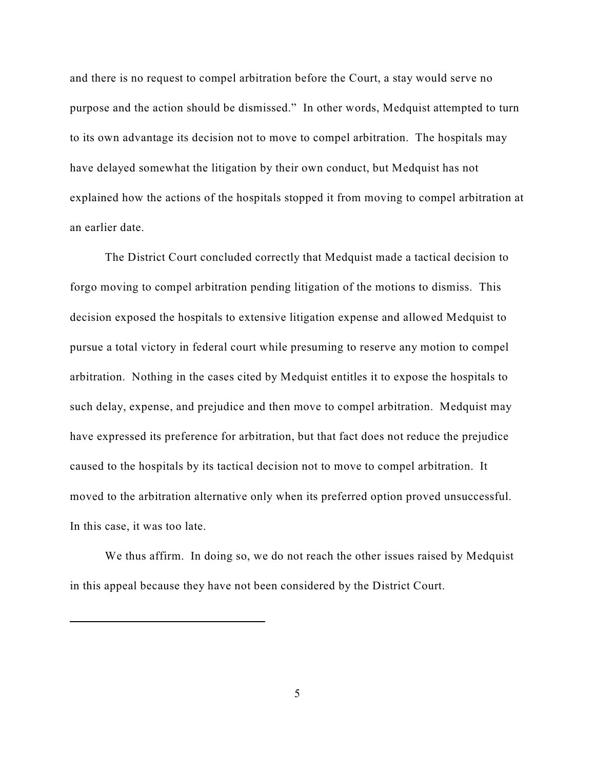and there is no request to compel arbitration before the Court, a stay would serve no purpose and the action should be dismissed." In other words, Medquist attempted to turn to its own advantage its decision not to move to compel arbitration. The hospitals may have delayed somewhat the litigation by their own conduct, but Medquist has not explained how the actions of the hospitals stopped it from moving to compel arbitration at an earlier date.

The District Court concluded correctly that Medquist made a tactical decision to forgo moving to compel arbitration pending litigation of the motions to dismiss. This decision exposed the hospitals to extensive litigation expense and allowed Medquist to pursue a total victory in federal court while presuming to reserve any motion to compel arbitration. Nothing in the cases cited by Medquist entitles it to expose the hospitals to such delay, expense, and prejudice and then move to compel arbitration. Medquist may have expressed its preference for arbitration, but that fact does not reduce the prejudice caused to the hospitals by its tactical decision not to move to compel arbitration. It moved to the arbitration alternative only when its preferred option proved unsuccessful. In this case, it was too late.

We thus affirm. In doing so, we do not reach the other issues raised by Medquist in this appeal because they have not been considered by the District Court.